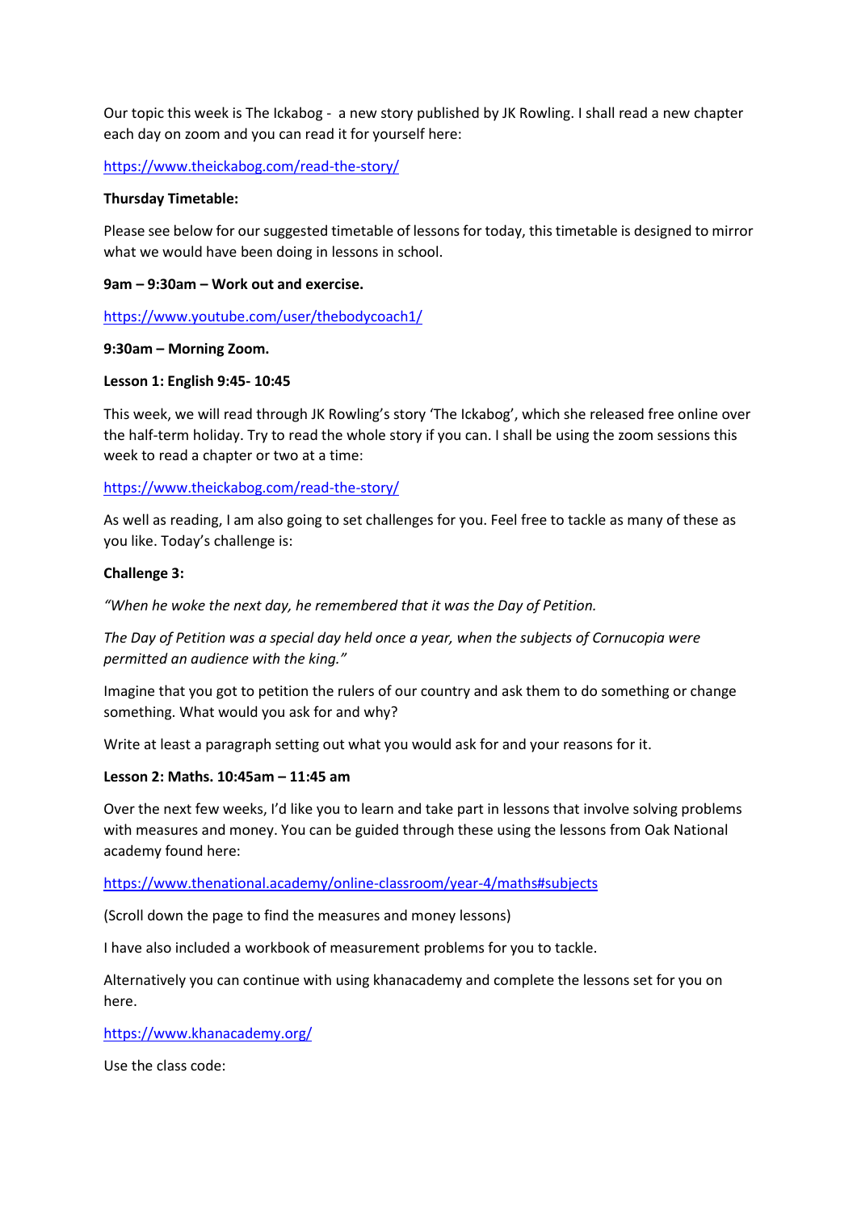Our topic this week is The Ickabog - a new story published by JK Rowling. I shall read a new chapter each day on zoom and you can read it for yourself here:

https://www.theickabog.com/read-the-story/

**Thursday Timetable:**

Please see below for our suggested timetable of lessons for today, this timetable is designed to mirror what we would have been doing in lessons in school.

**9am – 9:30am – Work out and exercise.**

https://www.youtube.com/user/thebodycoach1/

**9:30am – Morning Zoom.**

**Lesson 1: English 9:45- 10:45**

This week, we will read through JK Rowling's story 'The Ickabog', which she released free online over the half-term holiday. Try to read the whole story if you can. I shall be using the zoom sessions this week to read a chapter or two at a time:

https://www.theickabog.com/read-the-story/

As well as reading, I am also going to set challenges for you. Feel free to tackle as many of these as you like. Today's challenge is:

**Challenge 3:**

*"When he woke the next day, he remembered that it was the Day of Petition.*

*The Day of Petition was a special day held once a year, when the subjects of Cornucopia were permitted an audience with the king."*

Imagine that you got to petition the rulers of our country and ask them to do something or change something. What would you ask for and why?

Write at least a paragraph setting out what you would ask for and your reasons for it.

**Lesson 2: Maths. 10:45am – 11:45 am**

Over the next few weeks, I'd like you to learn and take part in lessons that involve solving problems with measures and money. You can be guided through these using the lessons from Oak National academy found here:

https://www.thenational.academy/online-classroom/year-4/maths#subjects

(Scroll down the page to find the measures and money lessons)

I have also included a workbook of measurement problems for you to tackle.

Alternatively you can continue with using khanacademy and complete the lessons set for you on here.

https://www.khanacademy.org/

Use the class code: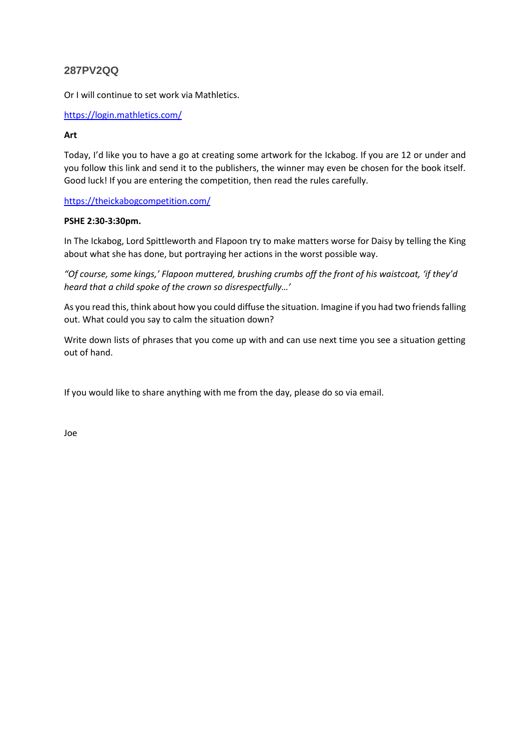## 287PV2QQ

Or I will continue to set work via Mathletics.

https://login.mathletics.com/

**Art**

Today, I'd like you to have a go at creating some artwork for the Ickabog. If you are 12 or under and you follow this link and send it to the publishers, the winner may even be chosen for the book itself. Good luck! If you are entering the competition, then read the rules carefully.

https://theickabogcompetition.com/

**PSHE 2:30-3:30pm.**

In The Ickabog, Lord Spittleworth and Flapoon try to make matters worse for Daisy by telling the King about what she has done, but portraying her actions in the worst possible way.

*"Of course, some kings,' Flapoon muttered, brushing crumbs off the front of his waistcoat, 'if they'd heard that a child spoke of the crown so disrespectfully…'*

As you read this, think about how you could diffuse the situation. Imagine if you had two friends falling out. What could you say to calm the situation down?

Write down lists of phrases that you come up with and can use next time you see a situation getting out of hand.

If you would like to share anything with me from the day, please do so via email.

Joe